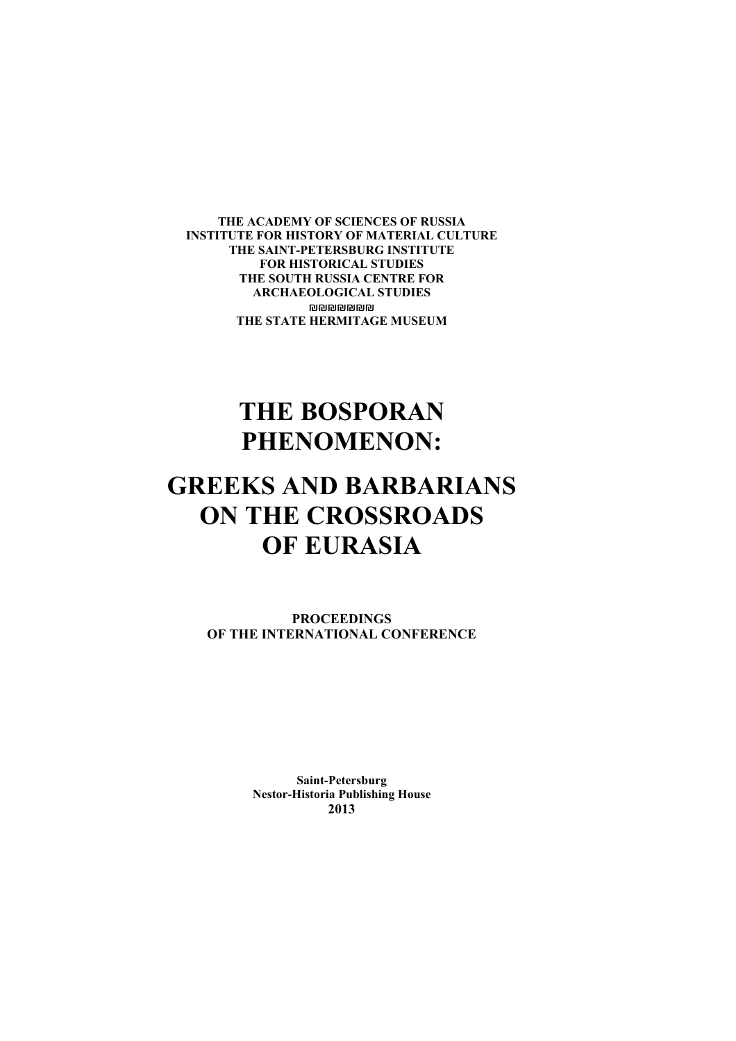**THE ACADEMY OF SCIENCES OF RUSSIA**
**INSTITUTE FOR HISTORY OF MATERIAL CULTURE**
**THE SAINT-PETERSBURG INSTITUTE**
**FOR HISTORICAL STUDIES**
**THE SOUTH RUSSIA CENTRE FOR**
**ARCHAEOLOGICAL STUDIES**

**THE STATE HERMITAGE MUSEUM**

# THE BOSPORAN PHENOMENON:

# GREEKS AND BARBARIANS ON THE CROSSROADS OF EURASIA

**PROCEEDINGS**
**OF THE INTERNATIONAL CONFERENCE**

**Saint-Petersburg**
**Nestor-Historia Publishing House**
**2013**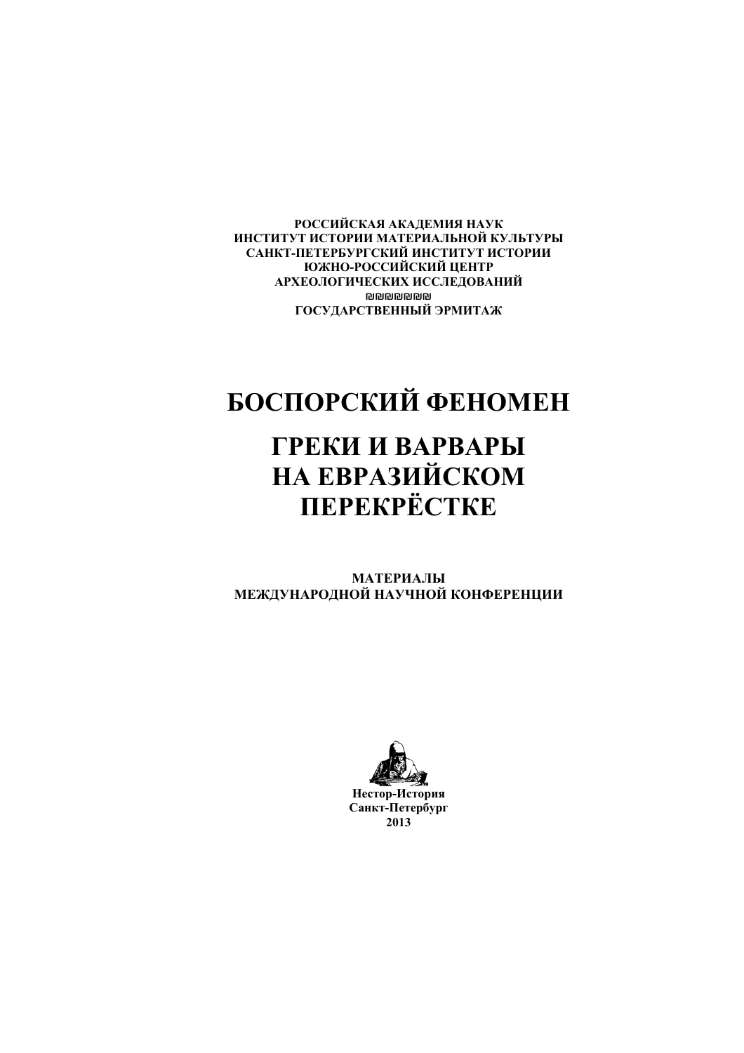**РОССИЙСКАЯ АКАДЕМИЯ НАУК**
**ИНСТИТУТ ИСТОРИИ МАТЕРИАЛЬНОЙ КУЛЬТУРЫ**
**САНКТ-ПЕТЕРБУРГСКИЙ ИНСТИТУТ ИСТОРИИ**
**ЮЖНО-РОССИЙСКИЙ ЦЕНТР**
**АРХЕОЛОГИЧЕСКИХ ИССЛЕДОВАНИЙ**

**ГОСУДАРСТВЕННЫЙ ЭРМИТАЖ**

# БОСПОРСКИЙ ФЕНОМЕН

# ГРЕКИ И ВАРВАРЫ НА ЕВРАЗИЙСКОМ ПЕРЕКРЁСТКЕ

**МАТЕРИАЛЫ**
**МЕЖДУНАРОДНОЙ НАУЧНОЙ КОНФЕРЕНЦИИ**

**Нестор-История**
**Санкт-Петербург**
**2013**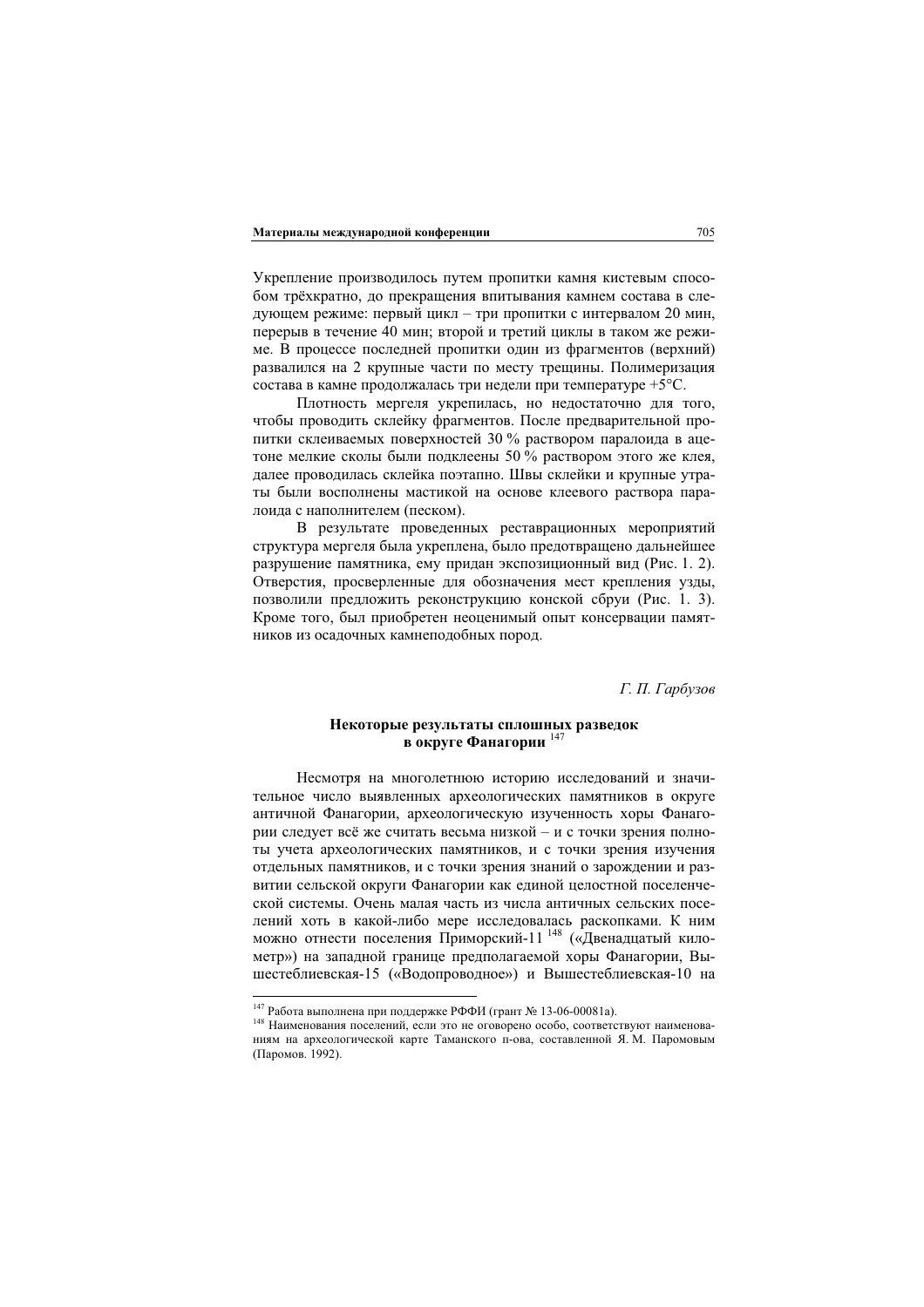Укрепление производилось путем пропитки камня кистевым способом трёхкратно, до прекращения впитывания камнем состава в следующем режиме: первый цикл – три пропитки с интервалом 20 мин, перерыв в течение 40 мин; второй и третий циклы в таком же режиме. В процессе последней пропитки один из фрагментов (верхний) развалился на 2 крупные части по месту трещины. Полимеризация состава в камне продолжалась три недели при температуре +5°С.

Плотность мергеля укрепилась, но недостаточно для того, чтобы проводить склейку фрагментов. После предварительной пропитки склеиваемых поверхностей 30 % раствором паралоида в ацетоне мелкие сколы были подклеены 50 % раствором этого же клея, далее проводилась склейка поэтапно. Швы склейки и крупные утраты были восполнены мастикой на основе клеевого раствора паралоида с наполнителем (песком).

В результате проведенных реставрационных мероприятий структура мергеля была укреплена, было предотвращено дальнейшее разрушение памятника, ему придан экспозиционный вид (Рис. 1. 2). Отверстия, просверленные для обозначения мест крепления узды, позволили предложить реконструкцию конской сбруи (Рис. 1. 3). Кроме того, был приобретен неоценимый опыт консервации памятников из осадочных камнеподобных пород.

*Г. П. Гарбузов*

## Некоторые результаты сплошных разведок в округе Фанагории [147]

Несмотря на многолетнюю историю исследований и значительное число выявленных археологических памятников в округе античной Фанагории, археологическую изученность хоры Фанагории следует всё же считать весьма низкой – и с точки зрения полноты учета археологических памятников, и с точки зрения изучения отдельных памятников, и с точки зрения знаний о зарождении и развитии сельской округи Фанагории как единой целостной поселенческой системы. Очень малая часть из числа античных сельских поселений хоть в какой-либо мере исследовалась раскопками. К ним можно отнести поселения Приморский-11 [148] («Двенадцатый километр») на западной границе предполагаемой хоры Фанагории, Вышестеблиевская-15 («Водопроводное») и Вышестеблиевская-10 на

---

[147] Работа выполнена при поддержке РФФИ (грант № 13-06-00081а).

[148] Наименования поселений, если это не оговорено особо, соответствуют наименованиям на археологической карте Таманского п-ова, составленной Я. М. Паромовым (Паромов. 1992).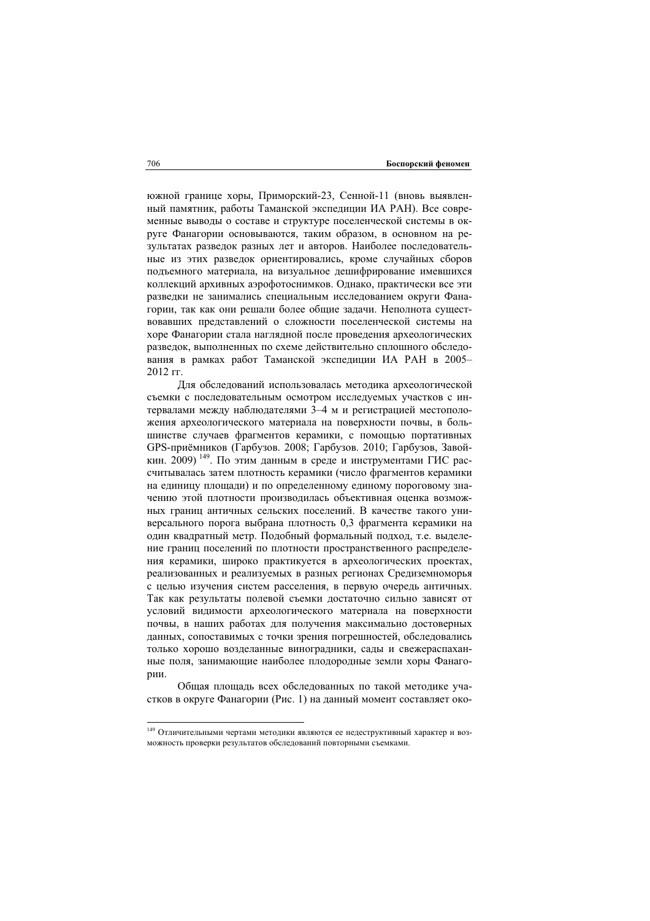южной границе хоры, Приморский-23, Сенной-11 (вновь выявленный памятник, работы Таманской экспедиции ИА РАН). Все современные выводы о составе и структуре поселенческой системы в округе Фанагории основываются, таким образом, в основном на результатах разведок разных лет и авторов. Наиболее последовательные из этих разведок ориентировались, кроме случайных сборов подъемного материала, на визуальное дешифрирование имевшихся коллекций архивных аэрофотоснимков. Однако, практически все эти разведки не занимались специальным исследованием округи Фанагории, так как они решали более общие задачи. Неполнота существовавших представлений о сложности поселенческой системы на хоре Фанагории стала наглядной после проведения археологических разведок, выполненных по схеме действительно сплошного обследования в рамках работ Таманской экспедиции ИА РАН в 2005–2012 гг.

Для обследований использовалась методика археологической съемки с последовательным осмотром исследуемых участков с интервалами между наблюдателями 3–4 м и регистрацией местоположения археологического материала на поверхности почвы, в большинстве случаев фрагментов керамики, с помощью портативных GPS-приёмников (Гарбузов. 2008; Гарбузов. 2010; Гарбузов, Завойкин. 2009) [149]. По этим данным в среде и инструментами ГИС рассчитывалась затем плотность керамики (число фрагментов керамики на единицу площади) и по определенному единому пороговому значению этой плотности производилась объективная оценка возможных границ античных сельских поселений. В качестве такого универсального порога выбрана плотность 0,3 фрагмента керамики на один квадратный метр. Подобный формальный подход, т.е. выделение границ поселений по плотности пространственного распределения керамики, широко практикуется в археологических проектах, реализованных и реализуемых в разных регионах Средиземноморья с целью изучения систем расселения, в первую очередь античных. Так как результаты полевой съемки достаточно сильно зависят от условий видимости археологического материала на поверхности почвы, в наших работах для получения максимально достоверных данных, сопоставимых с точки зрения погрешностей, обследовались только хорошо возделанные виноградники, сады и свежераспаханные поля, занимающие наиболее плодородные земли хоры Фанагории.

Общая площадь всех обследованных по такой методике участков в округе Фанагории (Рис. 1) на данный момент составляет око-

---

[149] Отличительными чертами методики являются ее недеструктивный характер и возможность проверки результатов обследований повторными съемками.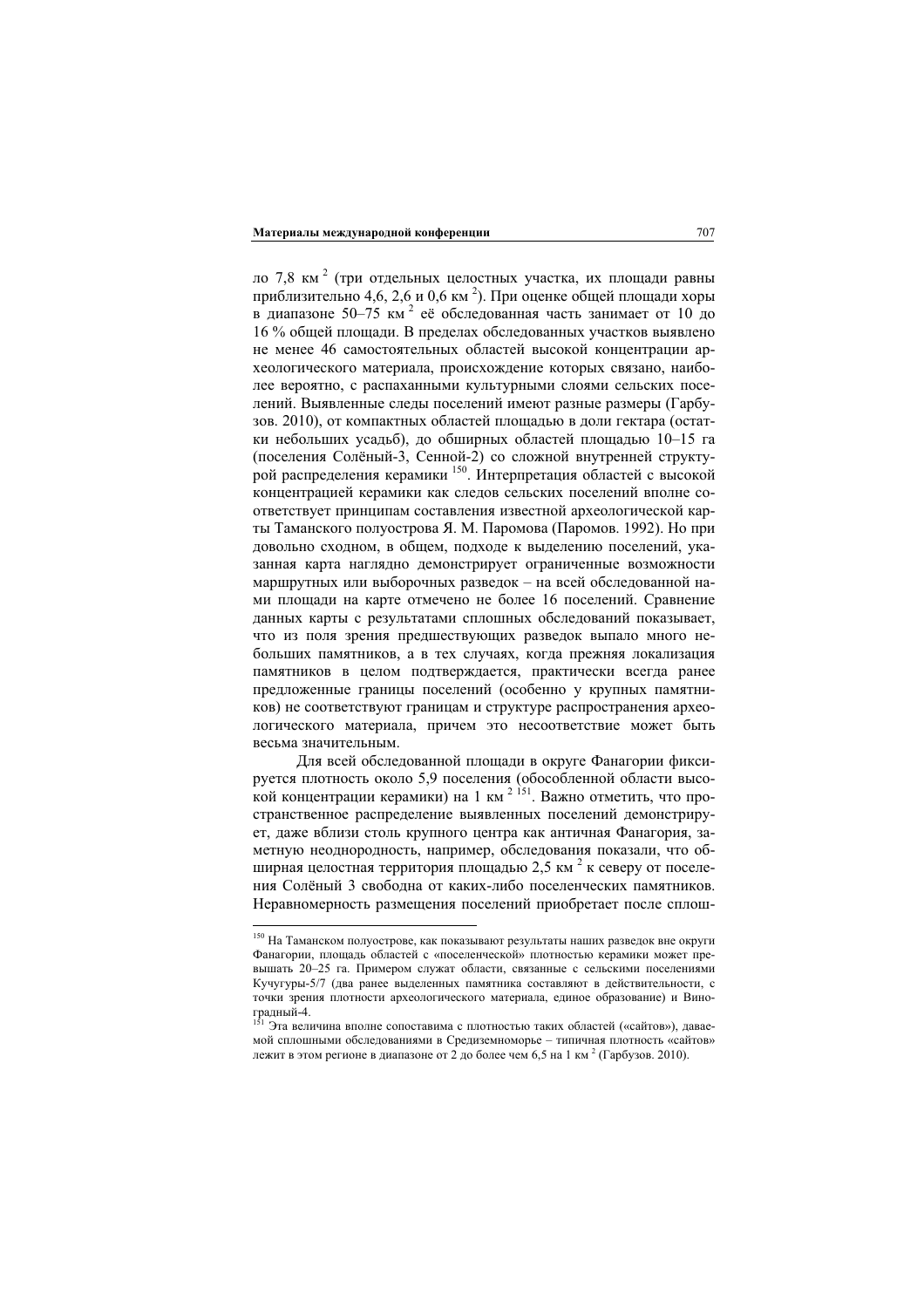ло 7,8 км $^2$ (три отдельных целостных участка, их площади равны приблизительно 4,6, 2,6 и 0,6 км $^2$). При оценке общей площади хоры в диапазоне 50–75 км $^2$ её обследованная часть занимает от 10 до 16 % общей площади. В пределах обследованных участков выявлено не менее 46 самостоятельных областей высокой концентрации археологического материала, происхождение которых связано, наиболее вероятно, с распаханными культурными слоями сельских поселений. Выявленные следы поселений имеют разные размеры (Гарбузов. 2010), от компактных областей площадью в доли гектара (остатки небольших усадьб), до обширных областей площадью 10–15 га (поселения Солёный-3, Сенной-2) со сложной внутренней структурой распределения керамики [150]. Интерпретация областей с высокой концентрацией керамики как следов сельских поселений вполне соответствует принципам составления известной археологической карты Таманского полуострова Я. М. Паромова (Паромов. 1992). Но при довольно сходном, в общем, подходе к выделению поселений, указанная карта наглядно демонстрирует ограниченные возможности маршрутных или выборочных разведок – на всей обследованной нами площади на карте отмечено не более 16 поселений. Сравнение данных карты с результатами сплошных обследований показывает, что из поля зрения предшествующих разведок выпало много небольших памятников, а в тех случаях, когда прежняя локализация памятников в целом подтверждается, практически всегда ранее предложенные границы поселений (особенно у крупных памятников) не соответствуют границам и структуре распространения археологического материала, причем это несоответствие может быть весьма значительным.

Для всей обследованной площади в округе Фанагории фиксируется плотность около 5,9 поселения (обособленной области высокой концентрации керамики) на 1 км $^2$ [151]. Важно отметить, что пространственное распределение выявленных поселений демонстрирует, даже вблизи столь крупного центра как античная Фанагория, заметную неоднородность, например, обследования показали, что обширная целостная территория площадью 2,5 км $^2$ к северу от поселения Солёный 3 свободна от каких-либо поселенческих памятников. Неравномерность размещения поселений приобретает после сплош-

---

[150] На Таманском полуострове, как показывают результаты наших разведок вне округи Фанагории, площадь областей с «поселенческой» плотностью керамики может превышать 20–25 га. Примером служат области, связанные с сельскими поселениями Кучугуры-5/7 (два ранее выделенных памятника составляют в действительности, с точки зрения плотности археологического материала, единое образование) и Виноградный-4.

[151] Эта величина вполне сопоставима с плотностью таких областей («сайтов»), даваемой сплошными обследованиями в Средиземноморье – типичная плотность «сайтов» лежит в этом регионе в диапазоне от 2 до более чем 6,5 на 1 км $^2$ (Гарбузов. 2010).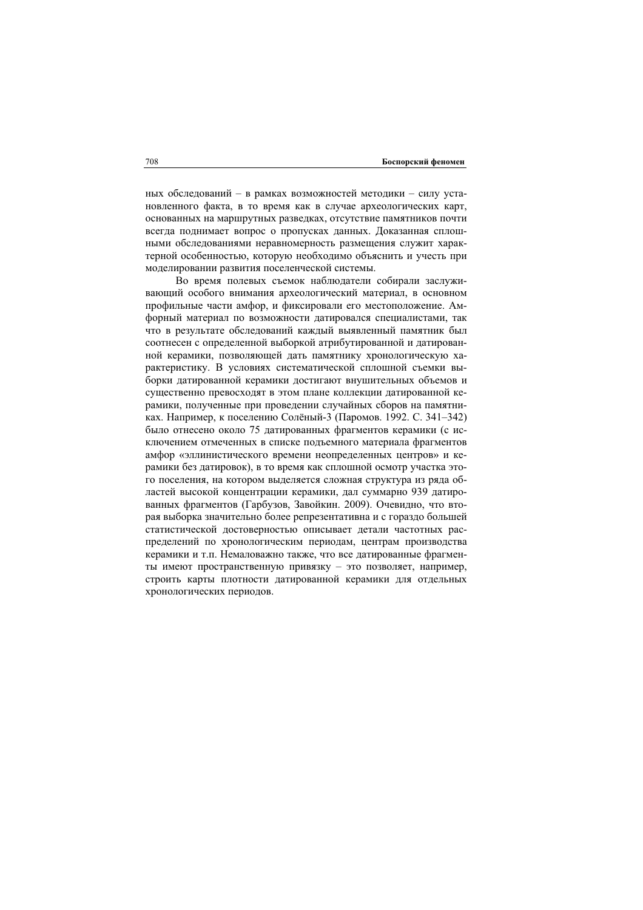ных обследований – в рамках возможностей методики – силу установленного факта, в то время как в случае археологических карт, основанных на маршрутных разведках, отсутствие памятников почти всегда поднимает вопрос о пропусках данных. Доказанная сплошными обследованиями неравномерность размещения служит характерной особенностью, которую необходимо объяснить и учесть при моделировании развития поселенческой системы.

Во время полевых съемок наблюдатели собирали заслуживающий особого внимания археологический материал, в основном профильные части амфор, и фиксировали его местоположение. Амфорный материал по возможности датировался специалистами, так что в результате обследований каждый выявленный памятник был соотнесен с определенной выборкой атрибутированной и датированной керамики, позволяющей дать памятнику хронологическую характеристику. В условиях систематической сплошной съемки выборки датированной керамики достигают внушительных объемов и существенно превосходят в этом плане коллекции датированной керамики, полученные при проведении случайных сборов на памятниках. Например, к поселению Солёный-3 (Паромов. 1992. С. 341–342) было отнесено около 75 датированных фрагментов керамики (с исключением отмеченных в списке подъемного материала фрагментов амфор «эллинистического времени неопределенных центров» и керамики без датировок), в то время как сплошной осмотр участка этого поселения, на котором выделяется сложная структура из ряда областей высокой концентрации керамики, дал суммарно 939 датированных фрагментов (Гарбузов, Завойкин. 2009). Очевидно, что вторая выборка значительно более репрезентативна и с гораздо большей статистической достоверностью описывает детали частотных распределений по хронологическим периодам, центрам производства керамики и т.п. Немаловажно также, что все датированные фрагменты имеют пространственную привязку – это позволяет, например, строить карты плотности датированной керамики для отдельных хронологических периодов.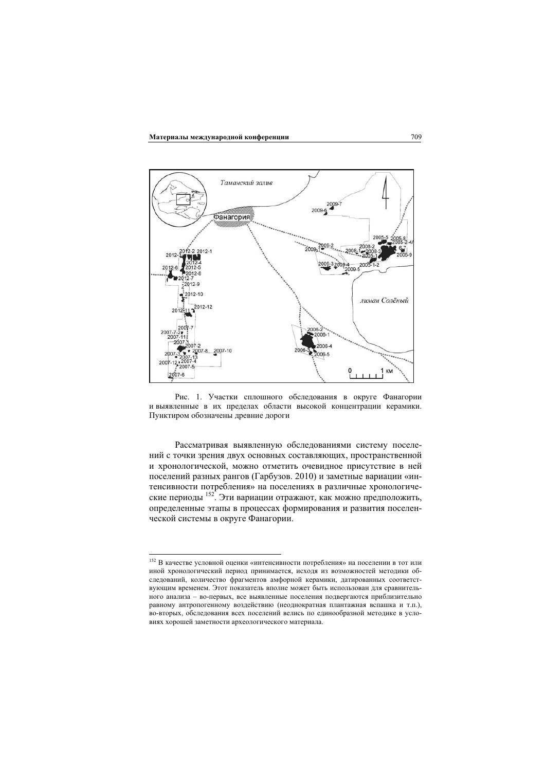Таманский залив

Фанагория

2009-7
2009-6
2009-2
2009-1
2009-3
2009-4
2009-5
2008-1
2008-2
2008-3
2005-5
2005-8
2005-2-4/6-7
2005-1
2005-1-2
2005-9

лиман Солёный

2012-1
2012-2
2012-3
2012-4
2012-5
2012-6
2012-7
2012-8
2012-9
2012-10
2012-11
2012-12
2007-7
2007-7-2
2007-11
2007-1
2007-2
2007-8
2007-10
2007-3
2007-13
2007-12
2007-4
2007-5
2007-6
2006-2
2006-1
2006-4
2006-3
2006-5

0
1 км

Рис. 1. Участки сплошного обследования в округе Фанагории и выявленные в их пределах области высокой концентрации керамики. Пунктиром обозначены древние дороги

Рассматривая выявленную обследованиями систему поселений с точки зрения двух основных составляющих, пространственной и хронологической, можно отметить очевидное присутствие в ней поселений разных рангов (Гарбузов. 2010) и заметные вариации «интенсивности потребления» на поселениях в различные хронологические периоды [152]. Эти вариации отражают, как можно предположить, определенные этапы в процессах формирования и развития поселенческой системы в округе Фанагории.

---

[152] В качестве условной оценки «интенсивности потребления» на поселении в тот или иной хронологический период принимается, исходя из возможностей методики обследований, количество фрагментов амфорной керамики, датированных соответствующим временем. Этот показатель вполне может быть использован для сравнительного анализа – во-первых, все выявленные поселения подвергаются приблизительно равному антропогенному воздействию (неоднократная плантажная вспашка и т.п.), во-вторых, обследования всех поселений велись по единообразной методике в условиях хорошей заметности археологического материала.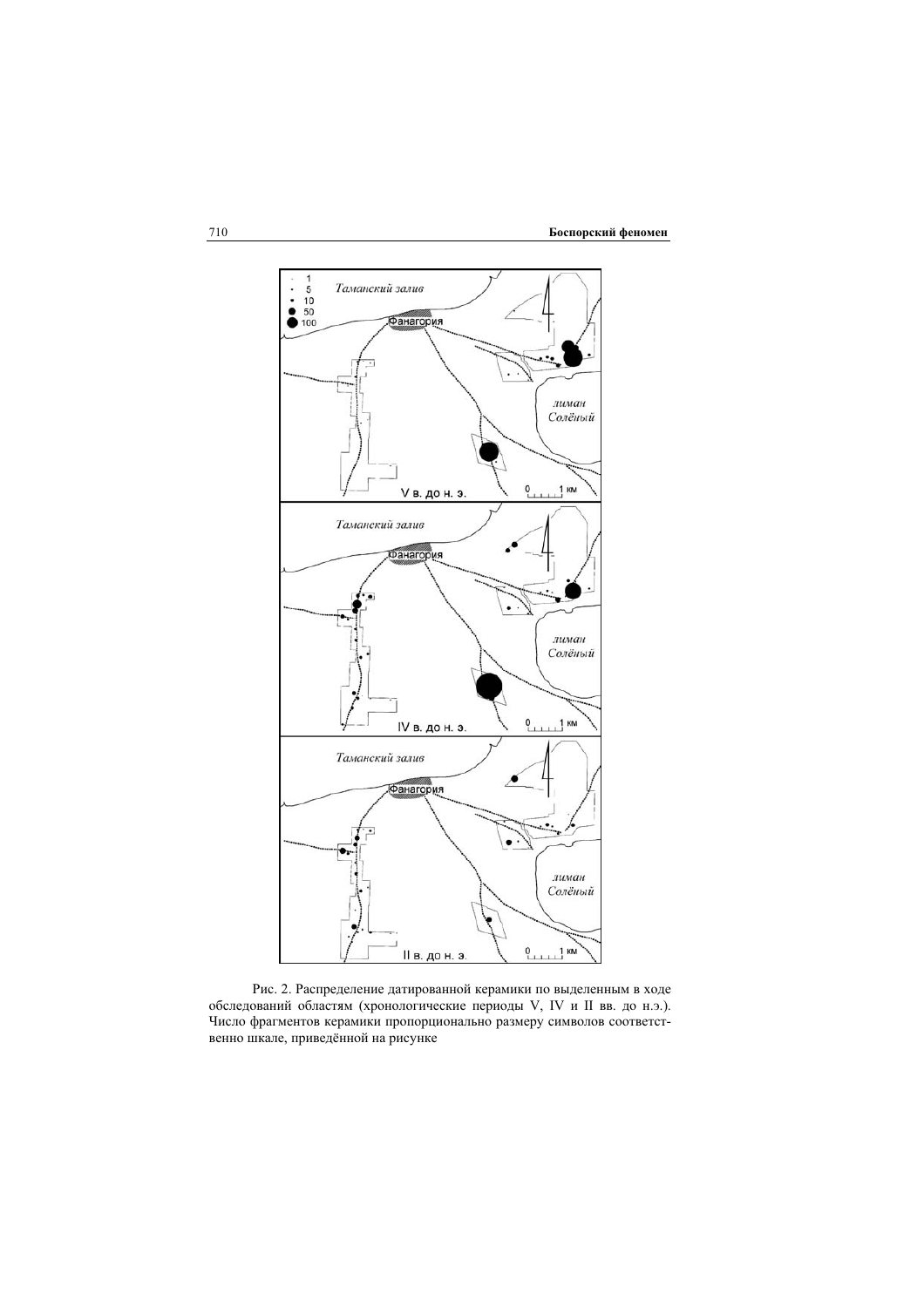1
5
10
50
100

Таманский залив

Фанагория

лиман Солёный

V в. до н. э.

0 1 км

Таманский залив

Фанагория

лиман Солёный

IV в. до н. э.

0 1 км

Таманский залив

Фанагория

лиман Солёный

II в. до н. э.

0 1 км

Рис. 2. Распределение датированной керамики по выделенным в ходе обследований областям (хронологические периоды V, IV и II вв. до н.э.). Число фрагментов керамики пропорционально размеру символов соответственно шкале, приведённой на рисунке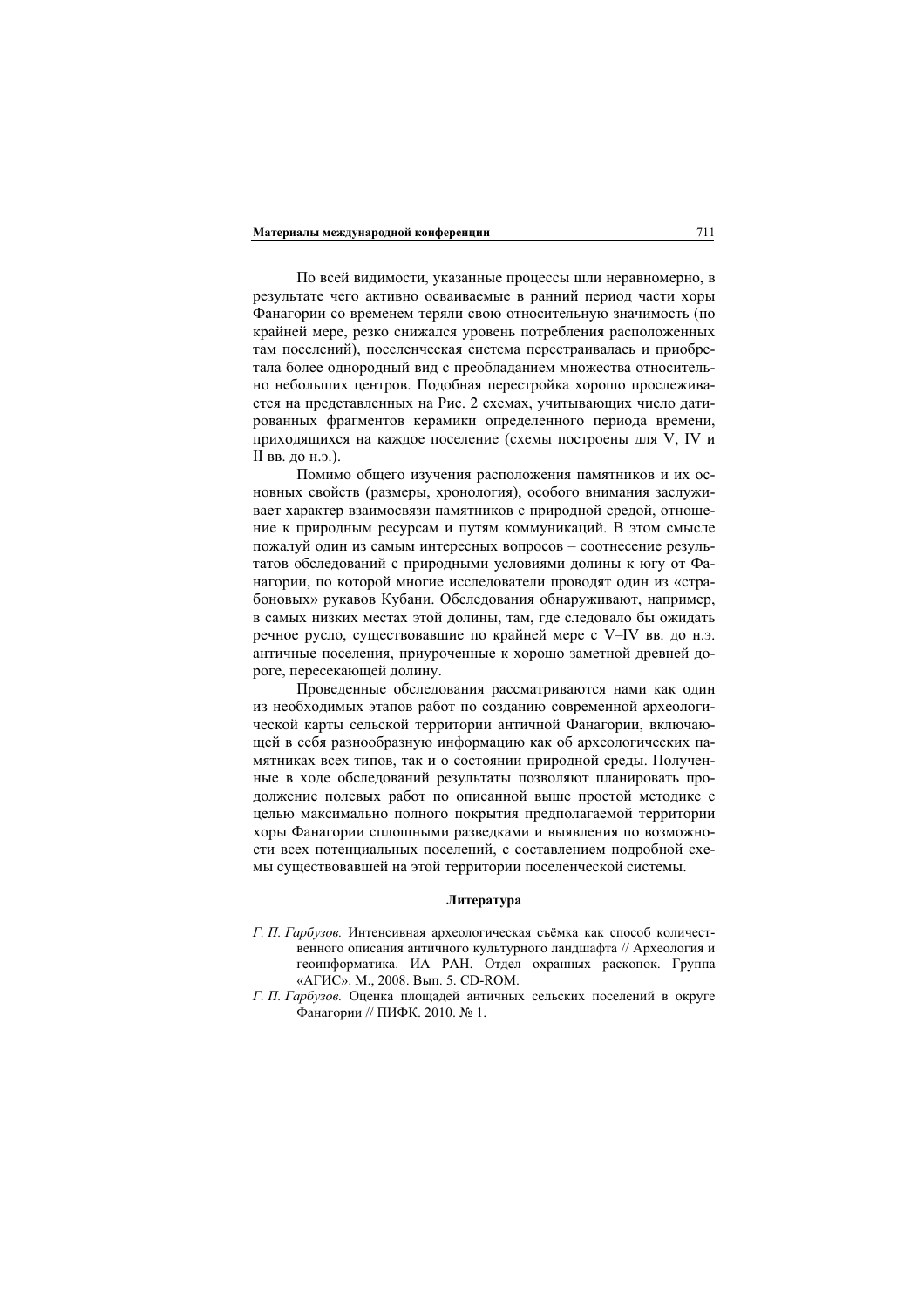По всей видимости, указанные процессы шли неравномерно, в результате чего активно осваиваемые в ранний период части хоры Фанагории со временем теряли свою относительную значимость (по крайней мере, резко снижался уровень потребления расположенных там поселений), поселенческая система перестраивалась и приобретала более однородный вид с преобладанием множества относительно небольших центров. Подобная перестройка хорошо прослеживается на представленных на Рис. 2 схемах, учитывающих число датированных фрагментов керамики определенного периода времени, приходящихся на каждое поселение (схемы построены для V, IV и II вв. до н.э.).

Помимо общего изучения расположения памятников и их основных свойств (размеры, хронология), особого внимания заслуживает характер взаимосвязи памятников с природной средой, отношение к природным ресурсам и путям коммуникаций. В этом смысле пожалуй один из самым интересных вопросов – соотнесение результатов обследований с природными условиями долины к югу от Фанагории, по которой многие исследователи проводят один из «страбоновых» рукавов Кубани. Обследования обнаруживают, например, в самых низких местах этой долины, там, где следовало бы ожидать речное русло, существовавшие по крайней мере с V–IV вв. до н.э. античные поселения, приуроченные к хорошо заметной древней дороге, пересекающей долину.

Проведенные обследования рассматриваются нами как один из необходимых этапов работ по созданию современной археологической карты сельской территории античной Фанагории, включающей в себя разнообразную информацию как об археологических памятниках всех типов, так и о состоянии природной среды. Полученные в ходе обследований результаты позволяют планировать продолжение полевых работ по описанной выше простой методике с целью максимально полного покрытия предполагаемой территории хоры Фанагории сплошными разведками и выявления по возможности всех потенциальных поселений, с составлением подробной схемы существовавшей на этой территории поселенческой системы.

### Литература

*Г. П. Гарбузов.* Интенсивная археологическая съёмка как способ количественного описания античного культурного ландшафта // Археология и геоинформатика. ИА РАН. Отдел охранных раскопок. Группа «АГИС». М., 2008. Вып. 5. CD-ROM.

*Г. П. Гарбузов.* Оценка площадей античных сельских поселений в округе Фанагории // ПИФК. 2010. № 1.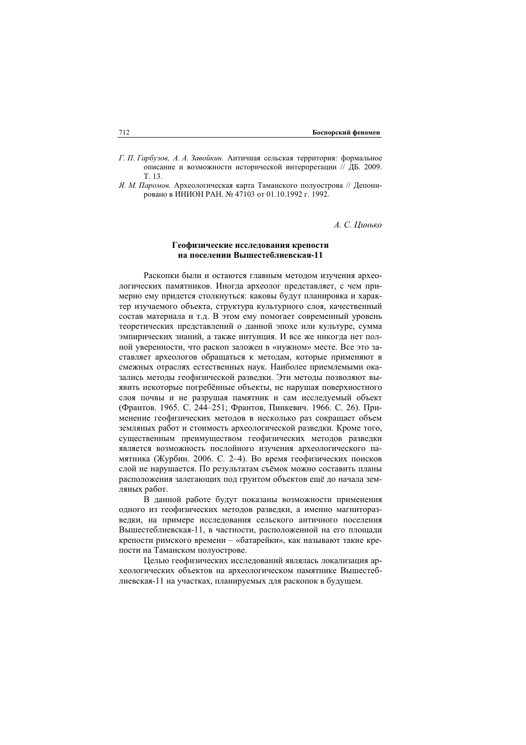*Г. П. Гарбузов, А. А. Завойкин.* Античная сельская территория: формальное описание и возможности исторической интерпретации // ДБ. 2009. Т. 13.

*Я. М. Паромов.* Археологическая карта Таманского полуострова // Депонировано в ИНИОН РАН. № 47103 от 01.10.1992 г. 1992.

*А. С. Цинько*

## Геофизические исследования крепости на поселении Вышестеблиевская-11

Раскопки были и остаются главным методом изучения археологических памятников. Иногда археолог представляет, с чем примерно ему придется столкнуться: каковы будут планировка и характер изучаемого объекта, структура культурного слоя, качественный состав материала и т.д. В этом ему помогает современный уровень теоретических представлений о данной эпохе или культуре, сумма эмпирических знаний, а также интуиция. И все же никогда нет полной уверенности, что раскоп заложен в «нужном» месте. Все это заставляет археологов обращаться к методам, которые применяют в смежных отраслях естественных наук. Наиболее приемлемыми оказались методы геофизической разведки. Эти методы позволяют выявить некоторые погребённые объекты, не нарушая поверхностного слоя почвы и не разрушая памятник и сам исследуемый объект (Франтов. 1965. С. 244–251; Франтов, Пинкевич. 1966. С. 26). Применение геофизических методов в несколько раз сокращает объем земляных работ и стоимость археологической разведки. Кроме того, существенным преимуществом геофизических методов разведки является возможность послойного изучения археологического памятника (Журбин. 2006. С. 2–4). Во время геофизических поисков слой не нарушается. По результатам съёмок можно составить планы расположения залегающих под грунтом объектов ещё до начала земляных работ.

В данной работе будут показаны возможности применения одного из геофизических методов разведки, а именно магниторазведки, на примере исследования сельского античного поселения Вышестеблиевская-11, в частности, расположенной на его площади крепости римского времени – «батарейки», как называют такие крепости на Таманском полуострове.

Целью геофизических исследований являлась локализация археологических объектов на археологическом памятнике Вышестеблиевская-11 на участках, планируемых для раскопок в будущем.